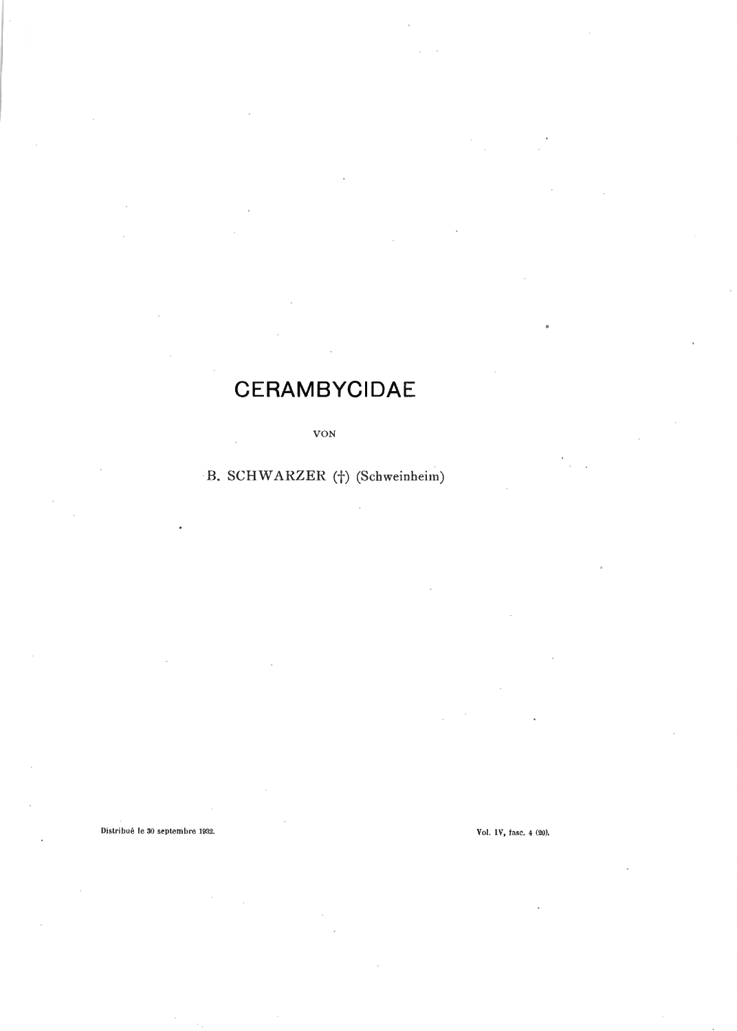# CERAMBYCIDAE

VON

B. SCHWARZER (†) (Schweinheim)

Distribué le 30 septembre 1932.

Vol. IV, fasc. 4 (20).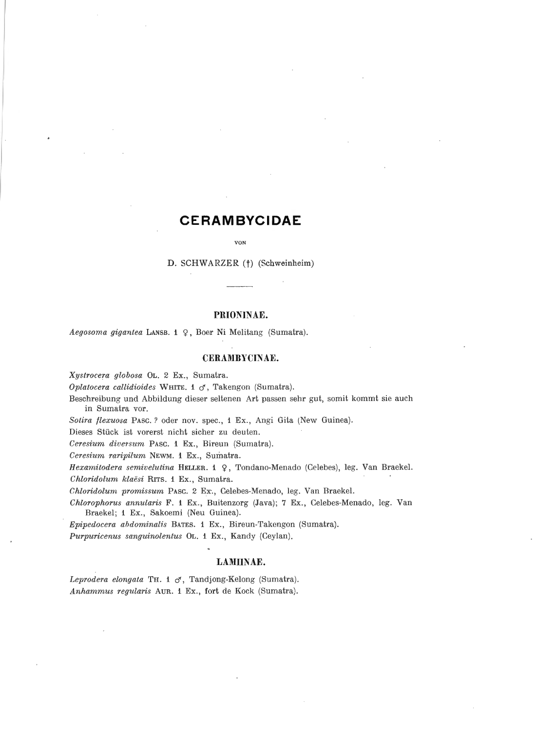# CERAMBYCIDAE

VON

D. SCHWARZER (†) (Schweinheim)

## PRIONINAE.

*Aegosoma gigantea* LANSB. 1 ♀, Boer Ni Melitang (Sumatra).

## CERAMBYCINAE.

*Xystrocera globosa* OL. 2 Ex., Sumatra.

*Oplatocera callidioides* WHITE. 1 ♂, Takengon (Sumatra).

Beschreibung und Abbildung dieser seltenen Art passen sehr gut, somit kommt sie auch in Sumatra vor.

*Sotira flexuosa* PASC. ? oder nov. spec., 1 Ex., Angi Gita (New Guinea).

Dieses Stück ist vorerst nicht sicher zu deuten.

*Ceresium diversum* PASC. 1 Ex., Bireun (Sumatra).

*Ceresium raripilum* NEWM. 1 Ex., Sumatra.

*Hexamitodera semivelutina* HELLER. 1 ♀, Tondano-Menado (Celebes), leg. Van Braekel.

*Chloridolum klaësi* RITS. 1 Ex., Sumatra.

*Chloridolum promissum* PASC. 2 Ex., Celebes-Menado, leg. Van Braekel.

*Chlorophorus annularis* F. 1 Ex., Buitenzorg (Java); 7 Ex., Celebes-Menado, leg. Van Braekel; 1 Ex., Sakoemi (Neu Guinea).

*Epipedocera abdominalis* BATES. 1 Ex., Bireun-Takengon (Sumatra).

*Purpuricenus sanguinolentus* OL. 1 Ex., Kandy (Ceylan).

## LAMIINAE.

*Leprodera elongata* TH. 1 ♂, Tandjong-Kelong (Sumatra).

*Anhammus regularis* AUR. 1 Ex., fort de Kock (Sumatra).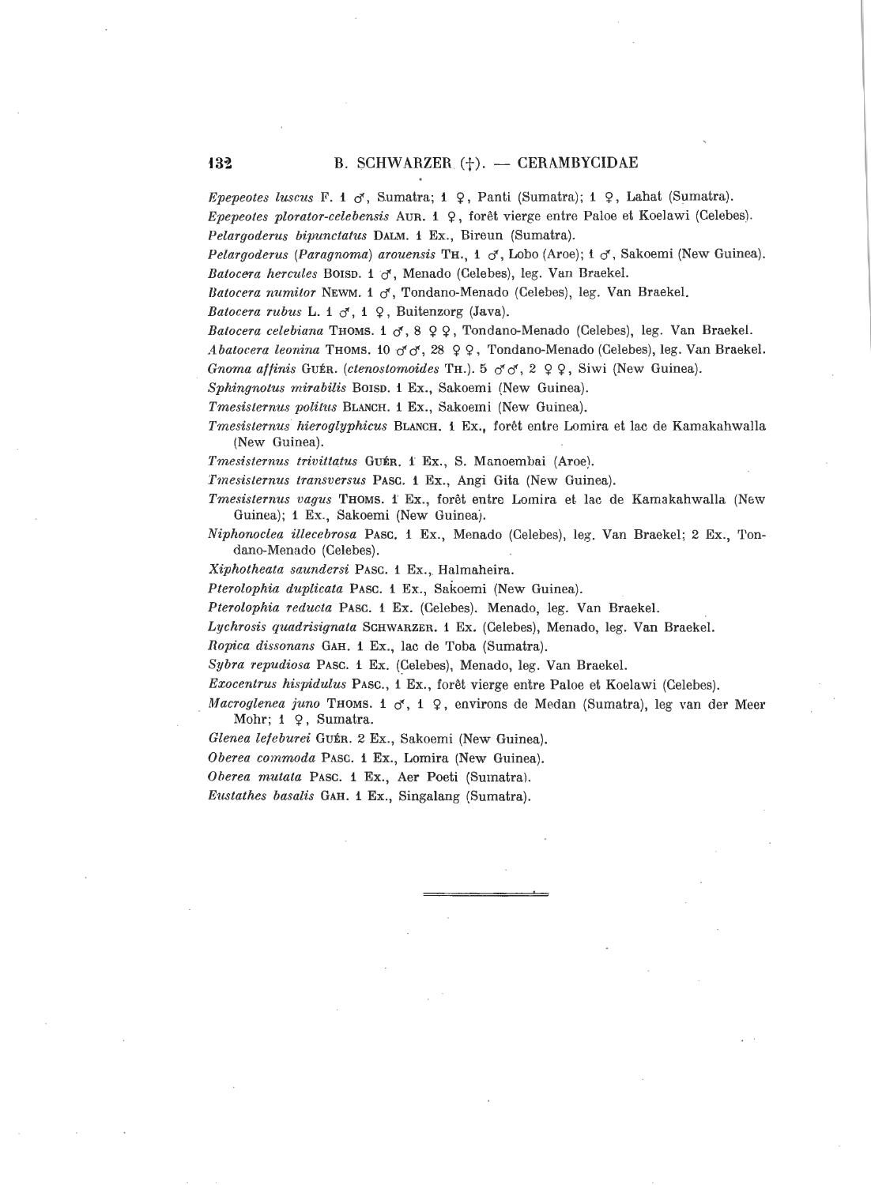*Epepeotes luscus* F. 1 ♂, Sumatra; 1 ♀, Panti (Sumatra); 1 ♀, Lahat (Sumatra).

*Epepeotes plorator-celebensis* AUR. 1 ♀, forêt vierge entre Paloe et Koelawi (Celebes).

*Pelargoderus bipunctatus* DALM. 1 Ex., Bireun (Sumatra).

*Pelargoderus (Paragnoma) arouensis* TH., 1 ♂, Lobo (Aroe); 1 ♂, Sakoemi (New Guinea).

*Batocera hercules* BOISD. 1 ♂, Menado (Celebes), leg. Van Braekel.

*Batocera numitor* NEWM. 1 ♂, Tondano-Menado (Celebes), leg. Van Braekel.

*Batocera rubus* L. 1 ♂, 1 ♀, Buitenzorg (Java).

*Batocera celebiana* THOMS. 1 ♂, 8 ♀♀, Tondano-Menado (Celebes), leg. Van Braekel.

*Abatocera leonina* THOMS. 10 ♂♂, 28 ♀♀, Tondano-Menado (Celebes), leg. Van Braekel.

*Gnoma affinis* GUÉR. (*ctenostomoides* TH.). 5 ♂♂, 2 ♀♀, Siwi (New Guinea).

*Sphingnotus mirabilis* BOISD. 1 Ex., Sakoemi (New Guinea).

*Tmesisternus politus* BLANCH. 1 Ex., Sakoemi (New Guinea).

*Tmesisternus hieroglyphicus* BLANCH. 1 Ex., forêt entre Lomira et lac de Kamakahwalla (New Guinea).

*Tmesisternus trivittatus* GUÉR. 1 Ex., S. Manoembai (Aroe).

*Tmesisternus transversus* PASC. 1 Ex., Angi Gita (New Guinea).

*Tmesisternus vagus* THOMS. 1 Ex., forêt entre Lomira et lac de Kamakahwalla (New Guinea); 1 Ex., Sakoemi (New Guinea).

*Niphonoclea illecebrosa* PASC. 1 Ex., Menado (Celebes), leg. Van Braekel; 2 Ex., Tondano-Menado (Celebes).

*Xiphotheata saundersi* PASC. 1 Ex., Halmaheira.

*Pterolophia duplicata* PASC. 1 Ex., Sakoemi (New Guinea).

*Pterolophia reducta* PASC. 1 Ex. (Celebes). Menado, leg. Van Braekel.

*Lychrosis quadrisignata* SCHWARZER. 1 Ex. (Celebes), Menado, leg. Van Braekel.

*Ropica dissonans* GAH. 1 Ex., lac de Toba (Sumatra).

*Sybra repudiosa* PASC. 1 Ex. (Celebes), Menado, leg. Van Braekel.

*Exocentrus hispidulus* PASC., 1 Ex., forêt vierge entre Paloe et Koelawi (Celebes).

*Macroglenea juno* THOMS. 1 ♂, 1 ♀, environs de Medan (Sumatra), leg van der Meer Mohr; 1 ♀, Sumatra.

*Glenea lefeburei* GUÉR. 2 Ex., Sakoemi (New Guinea).

*Oberea commoda* PASC. 1 Ex., Lomira (New Guinea).

*Oberea mutata* PASC. 1 Ex., Aer Poeti (Sumatra).

*Eustathes basalis* GAH. 1 Ex., Singalang (Sumatra).